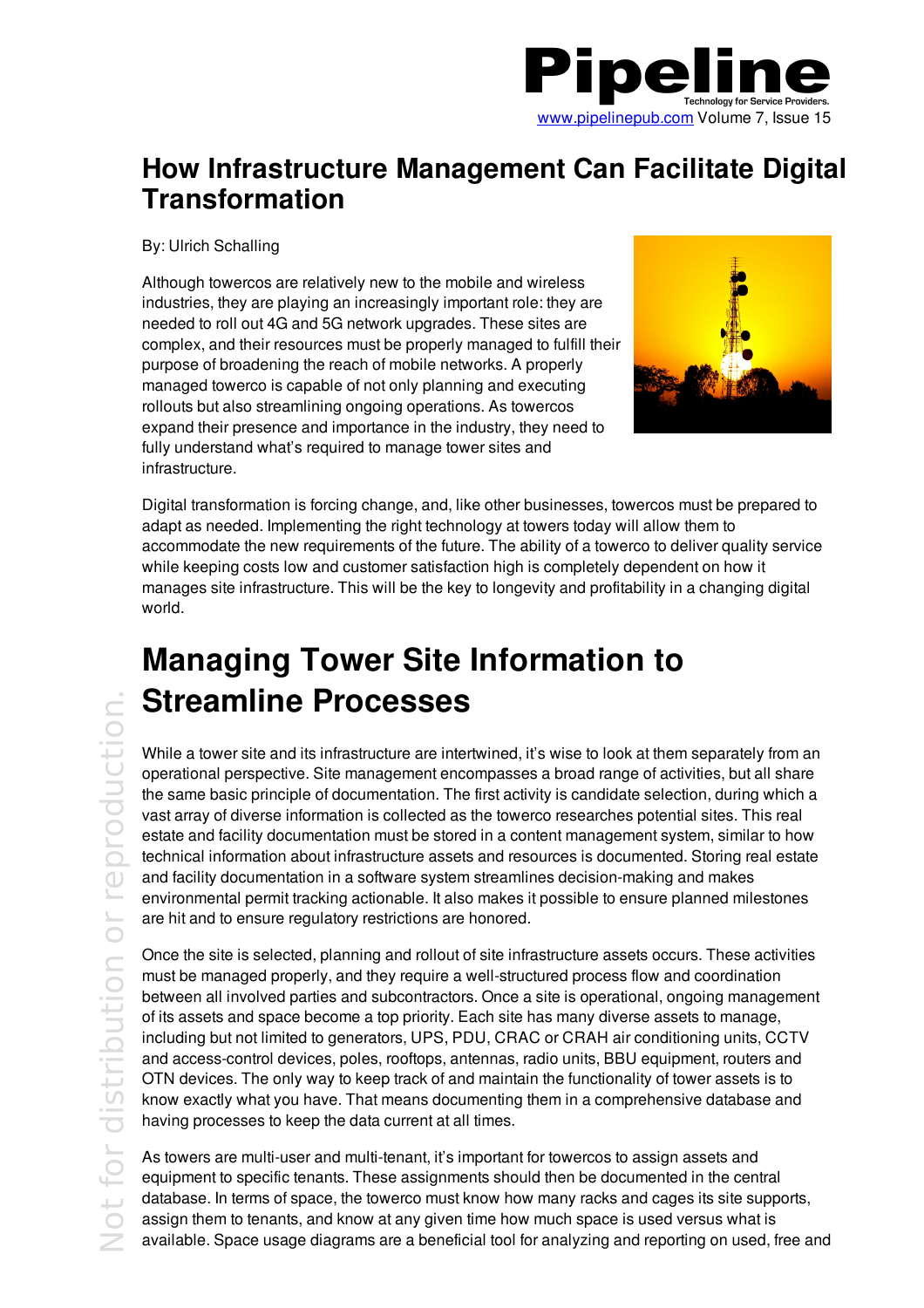# How Infrastructure Management Can Facilitate Digital Transformation

By: Ulrich Schalling

Although towercos are relatively new to the mobile and wireless industries, they are playing an increasingly important role: they are needed to roll out 4G and 5G network upgrades. These sites are complex, and their resources must be properly managed to fulfill their purpose of broadening the reach of mobile networks. A properly managed towerco is capable of not only planning and executing rollouts but also streamlining ongoing operations. As towercos expand their presence and importance in the industry, they need to fully understand what's required to manage tower sites and infrastructure.

Digital transformation is forcing change, and, like other businesses, towercos must be prepared to adapt as needed. Implementing the right technology at towers today will allow them to accommodate the new requirements of the future. The ability of a towerco to deliver quality service while keeping costs low and customer satisfaction high is completely dependent on how it manages site infrastructure. This will be the key to longevity and profitability in a changing digital world.

## Managing Tower Site Information to Streamline Processes

While a tower site and its infrastructure are intertwined, it's wise to look at them separately from an operational perspective. Site management encompasses a broad range of activities, but all share the same basic principle of documentation. The first activity is candidate selection, during which a vast array of diverse information is collected as the towerco researches potential sites. This real estate and facility documentation must be stored in a content management system, similar to how technical information about infrastructure assets and resources is documented. Storing real estate and facility documentation in a software system streamlines decision-making and makes environmental permit tracking actionable. It also makes it possible to ensure planned milestones are hit and to ensure regulatory restrictions are honored.

Once the site is selected, planning and rollout of site infrastructure assets occurs. These activities must be managed properly, and they require a well-structured process flow and coordination between all involved parties and subcontractors. Once a site is operational, ongoing management of its assets and space become a top priority. Each site has many diverse assets to manage, including but not limited to generators, UPS, PDU, CRAC or CRAH air conditioning units, CCTV and access-control devices, poles, rooftops, antennas, radio units, BBU equipment, routers and OTN devices. The only way to keep track of and maintain the functionality of tower assets is to know exactly what you have. That means documenting them in a comprehensive database and having processes to keep the data current at all times.

As towers are multi-user and multi-tenant, it's important for towercos to assign assets and equipment to specific tenants. These assignments should then be documented in the central database. In terms of space, the towerco must know how many racks and cages its site supports, assign them to tenants, and know at any given time how much space is used versus what is available. Space usage diagrams are a beneficial tool for analyzing and reporting on used, free and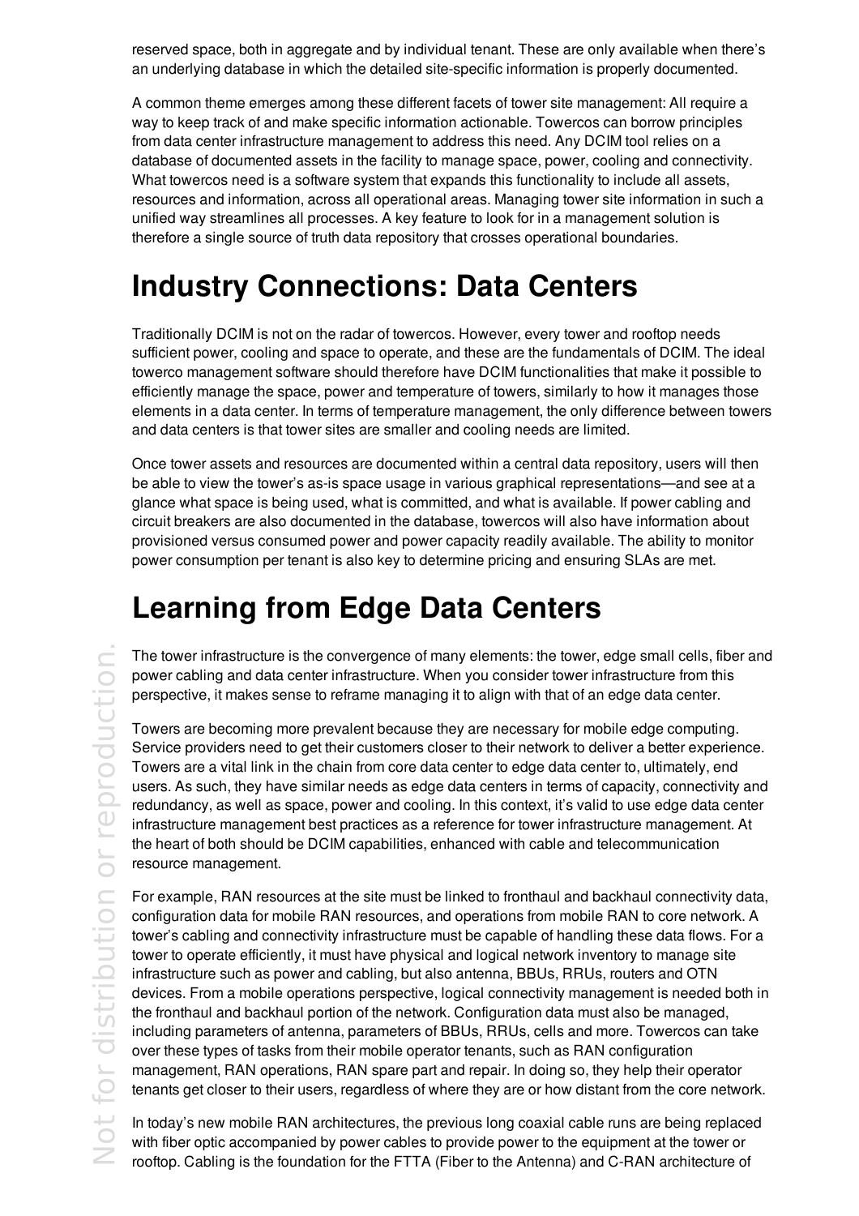reserved space, both in aggregate and by individual tenant. These are only available when there's an underlying database in which the detailed site-specific information is properly documented.

A common theme emerges among these different facets of tower site management: All require a way to keep track of and make specific information actionable. Towercos can borrow principles from data center infrastructure management to address this need. Any DCIM tool relies on a database of documented assets in the facility to manage space, power, cooling and connectivity. What towercos need is a software system that expands this functionality to include all assets, resources and information, across all operational areas. Managing tower site information in such a unified way streamlines all processes. A key feature to look for in a management solution is therefore a single source of truth data repository that crosses operational boundaries.

# Industry Connections: Data Centers

Traditionally DCIM is not on the radar of towercos. However, every tower and rooftop needs sufficient power, cooling and space to operate, and these are the fundamentals of DCIM. The ideal towerco management software should therefore have DCIM functionalities that make it possible to efficiently manage the space, power and temperature of towers, similarly to how it manages those elements in a data center. In terms of temperature management, the only difference between towers and data centers is that tower sites are smaller and cooling needs are limited.

Once tower assets and resources are documented within a central data repository, users will then be able to view the tower's as-is space usage in various graphical representations—and see at a glance what space is being used, what is committed, and what is available. If power cabling and circuit breakers are also documented in the database, towercos will also have information about provisioned versus consumed power and power capacity readily available. The ability to monitor power consumption per tenant is also key to determine pricing and ensuring SLAs are met.

# Learning from Edge Data Centers

The tower infrastructure is the convergence of many elements: the tower, edge small cells, fiber and power cabling and data center infrastructure. When you consider tower infrastructure from this perspective, it makes sense to reframe managing it to align with that of an edge data center.

Towers are becoming more prevalent because they are necessary for mobile edge computing. Service providers need to get their customers closer to their network to deliver a better experience. Towers are a vital link in the chain from core data center to edge data center to, ultimately, end users. As such, they have similar needs as edge data centers in terms of capacity, connectivity and redundancy, as well as space, power and cooling. In this context, it's valid to use edge data center infrastructure management best practices as a reference for tower infrastructure management. At the heart of both should be DCIM capabilities, enhanced with cable and telecommunication resource management.

For example, RAN resources at the site must be linked to fronthaul and backhaul connectivity data, configuration data for mobile RAN resources, and operations from mobile RAN to core network. A tower's cabling and connectivity infrastructure must be capable of handling these data flows. For a tower to operate efficiently, it must have physical and logical network inventory to manage site infrastructure such as power and cabling, but also antenna, BBUs, RRUs, routers and OTN devices. From a mobile operations perspective, logical connectivity management is needed both in the fronthaul and backhaul portion of the network. Configuration data must also be managed, including parameters of antenna, parameters of BBUs, RRUs, cells and more. Towercos can take over these types of tasks from their mobile operator tenants, such as RAN configuration management, RAN operations, RAN spare part and repair. In doing so, they help their operator tenants get closer to their users, regardless of where they are or how distant from the core network.

In today's new mobile RAN architectures, the previous long coaxial cable runs are being replaced with fiber optic accompanied by power cables to provide power to the equipment at the tower or rooftop. Cabling is the foundation for the FTTA (Fiber to the Antenna) and C-RAN architecture of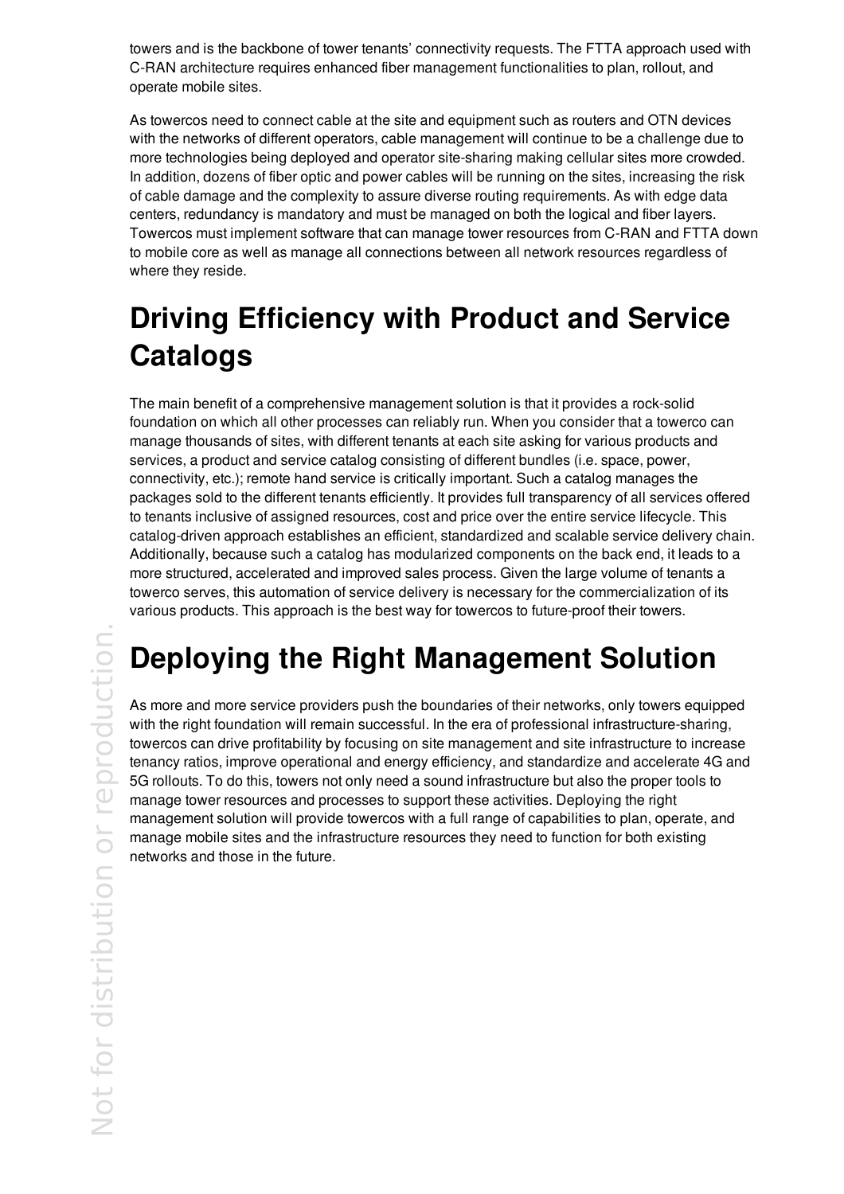towers and is the backbone of tower tenants' connectivity requests. The FTTA approach used with C-RAN architecture requires enhanced fiber management functionalities to plan, rollout, and operate mobile sites.

As towercos need to connect cable at the site and equipment such as routers and OTN devices with the networks of different operators, cable management will continue to be a challenge due to more technologies being deployed and operator site-sharing making cellular sites more crowded. In addition, dozens of fiber optic and power cables will be running on the sites, increasing the risk of cable damage and the complexity to assure diverse routing requirements. As with edge data centers, redundancy is mandatory and must be managed on both the logical and fiber layers. Towercos must implement software that can manage tower resources from C-RAN and FTTA down to mobile core as well as manage all connections between all network resources regardless of where they reside.

# Driving Efficiency with Product and Service Catalogs

The main benefit of a comprehensive management solution is that it provides a rock-solid foundation on which all other processes can reliably run. When you consider that a towerco can manage thousands of sites, with different tenants at each site asking for various products and services, a product and service catalog consisting of different bundles (i.e. space, power, connectivity, etc.); remote hand service is critically important. Such a catalog manages the packages sold to the different tenants efficiently. It provides full transparency of all services offered to tenants inclusive of assigned resources, cost and price over the entire service lifecycle. This catalog-driven approach establishes an efficient, standardized and scalable service delivery chain. Additionally, because such a catalog has modularized components on the back end, it leads to a more structured, accelerated and improved sales process. Given the large volume of tenants a towerco serves, this automation of service delivery is necessary for the commercialization of its various products. This approach is the best way for towercos to future-proof their towers.

# Deploying the Right Management Solution

As more and more service providers push the boundaries of their networks, only towers equipped with the right foundation will remain successful. In the era of professional infrastructure-sharing, towercos can drive profitability by focusing on site management and site infrastructure to increase tenancy ratios, improve operational and energy efficiency, and standardize and accelerate 4G and 5G rollouts. To do this, towers not only need a sound infrastructure but also the proper tools to manage tower resources and processes to support these activities. Deploying the right management solution will provide towercos with a full range of capabilities to plan, operate, and manage mobile sites and the infrastructure resources they need to function for both existing networks and those in the future.